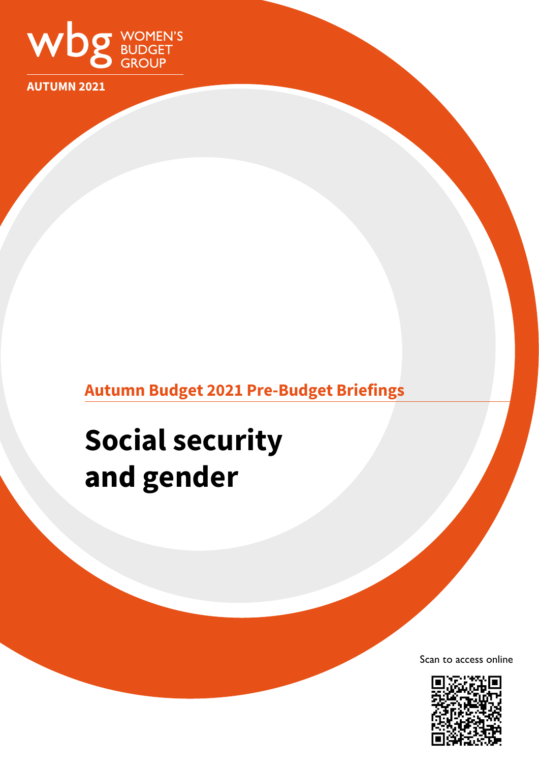WOMEN'S BUDGET GROUP

AUTUMN 2021

Autumn Budget 2021 Pre-Budget Briefings

# Social security and gender

Scan to access online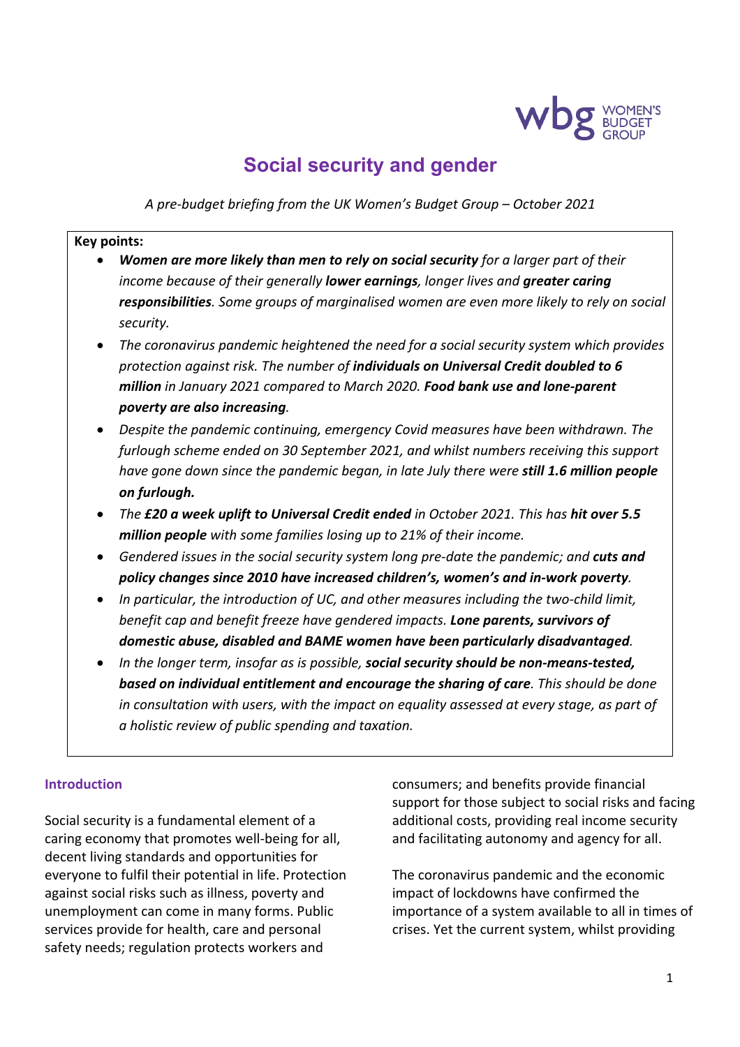# Social security and gender

*A pre-budget briefing from the UK Women's Budget Group – October 2021*

**Key points:**

- ***Women are more likely than men to rely on social security** for a larger part of their income because of their generally **lower earnings**, longer lives and **greater caring responsibilities**. Some groups of marginalised women are even more likely to rely on social security.*
- *The coronavirus pandemic heightened the need for a social security system which provides protection against risk. The number of **individuals on Universal Credit doubled to 6 million** in January 2021 compared to March 2020. **Food bank use and lone-parent poverty are also increasing**.*
- *Despite the pandemic continuing, emergency Covid measures have been withdrawn. The furlough scheme ended on 30 September 2021, and whilst numbers receiving this support have gone down since the pandemic began, in late July there were **still 1.6 million people on furlough.***
- *The **£20 a week uplift to Universal Credit ended** in October 2021. This has **hit over 5.5 million people** with some families losing up to 21% of their income.*
- *Gendered issues in the social security system long pre-date the pandemic; and **cuts and policy changes since 2010 have increased children's, women's and in-work poverty**.*
- *In particular, the introduction of UC, and other measures including the two-child limit, benefit cap and benefit freeze have gendered impacts. **Lone parents, survivors of domestic abuse, disabled and BAME women have been particularly disadvantaged**.*
- *In the longer term, insofar as is possible, **social security should be non-means-tested, based on individual entitlement and encourage the sharing of care**. This should be done in consultation with users, with the impact on equality assessed at every stage, as part of a holistic review of public spending and taxation.*

## Introduction

Social security is a fundamental element of a caring economy that promotes well-being for all, decent living standards and opportunities for everyone to fulfil their potential in life. Protection against social risks such as illness, poverty and unemployment can come in many forms. Public services provide for health, care and personal safety needs; regulation protects workers and consumers; and benefits provide financial support for those subject to social risks and facing additional costs, providing real income security and facilitating autonomy and agency for all.

The coronavirus pandemic and the economic impact of lockdowns have confirmed the importance of a system available to all in times of crises. Yet the current system, whilst providing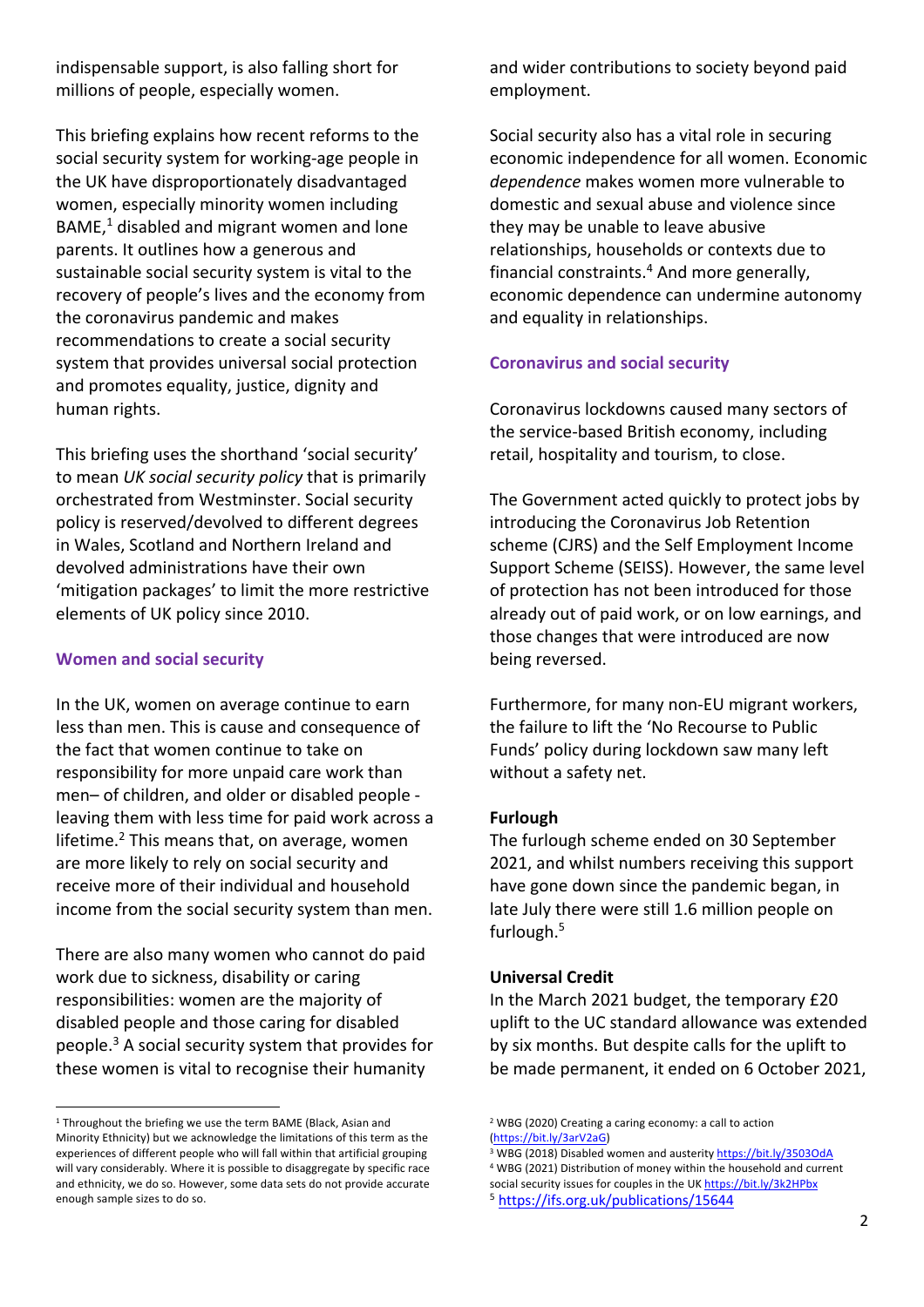indispensable support, is also falling short for millions of people, especially women.

This briefing explains how recent reforms to the social security system for working-age people in the UK have disproportionately disadvantaged women, especially minority women including BAME,[1] disabled and migrant women and lone parents. It outlines how a generous and sustainable social security system is vital to the recovery of people's lives and the economy from the coronavirus pandemic and makes recommendations to create a social security system that provides universal social protection and promotes equality, justice, dignity and human rights.

This briefing uses the shorthand 'social security' to mean *UK social security policy* that is primarily orchestrated from Westminster. Social security policy is reserved/devolved to different degrees in Wales, Scotland and Northern Ireland and devolved administrations have their own 'mitigation packages' to limit the more restrictive elements of UK policy since 2010.

## Women and social security

In the UK, women on average continue to earn less than men. This is cause and consequence of the fact that women continue to take on responsibility for more unpaid care work than men– of children, and older or disabled people - leaving them with less time for paid work across a lifetime.[2] This means that, on average, women are more likely to rely on social security and receive more of their individual and household income from the social security system than men.

There are also many women who cannot do paid work due to sickness, disability or caring responsibilities: women are the majority of disabled people and those caring for disabled people.[3] A social security system that provides for these women is vital to recognise their humanity and wider contributions to society beyond paid employment.

Social security also has a vital role in securing economic independence for all women. Economic *dependence* makes women more vulnerable to domestic and sexual abuse and violence since they may be unable to leave abusive relationships, households or contexts due to financial constraints.[4] And more generally, economic dependence can undermine autonomy and equality in relationships.

## Coronavirus and social security

Coronavirus lockdowns caused many sectors of the service-based British economy, including retail, hospitality and tourism, to close.

The Government acted quickly to protect jobs by introducing the Coronavirus Job Retention scheme (CJRS) and the Self Employment Income Support Scheme (SEISS). However, the same level of protection has not been introduced for those already out of paid work, or on low earnings, and those changes that were introduced are now being reversed.

Furthermore, for many non-EU migrant workers, the failure to lift the 'No Recourse to Public Funds' policy during lockdown saw many left without a safety net.

### Furlough

The furlough scheme ended on 30 September 2021, and whilst numbers receiving this support have gone down since the pandemic began, in late July there were still 1.6 million people on furlough.[5]

### Universal Credit

In the March 2021 budget, the temporary £20 uplift to the UC standard allowance was extended by six months. But despite calls for the uplift to be made permanent, it ended on 6 October 2021,

---

[1] Throughout the briefing we use the term BAME (Black, Asian and Minority Ethnicity) but we acknowledge the limitations of this term as the experiences of different people who will fall within that artificial grouping will vary considerably. Where it is possible to disaggregate by specific race and ethnicity, we do so. However, some data sets do not provide accurate enough sample sizes to do so.

[2] WBG (2020) Creating a caring economy: a call to action (https://bit.ly/3arV2aG)

[3] WBG (2018) Disabled women and austerity https://bit.ly/3503OdA

[4] WBG (2021) Distribution of money within the household and current social security issues for couples in the UK https://bit.ly/3k2HPbx

[5] https://ifs.org.uk/publications/15644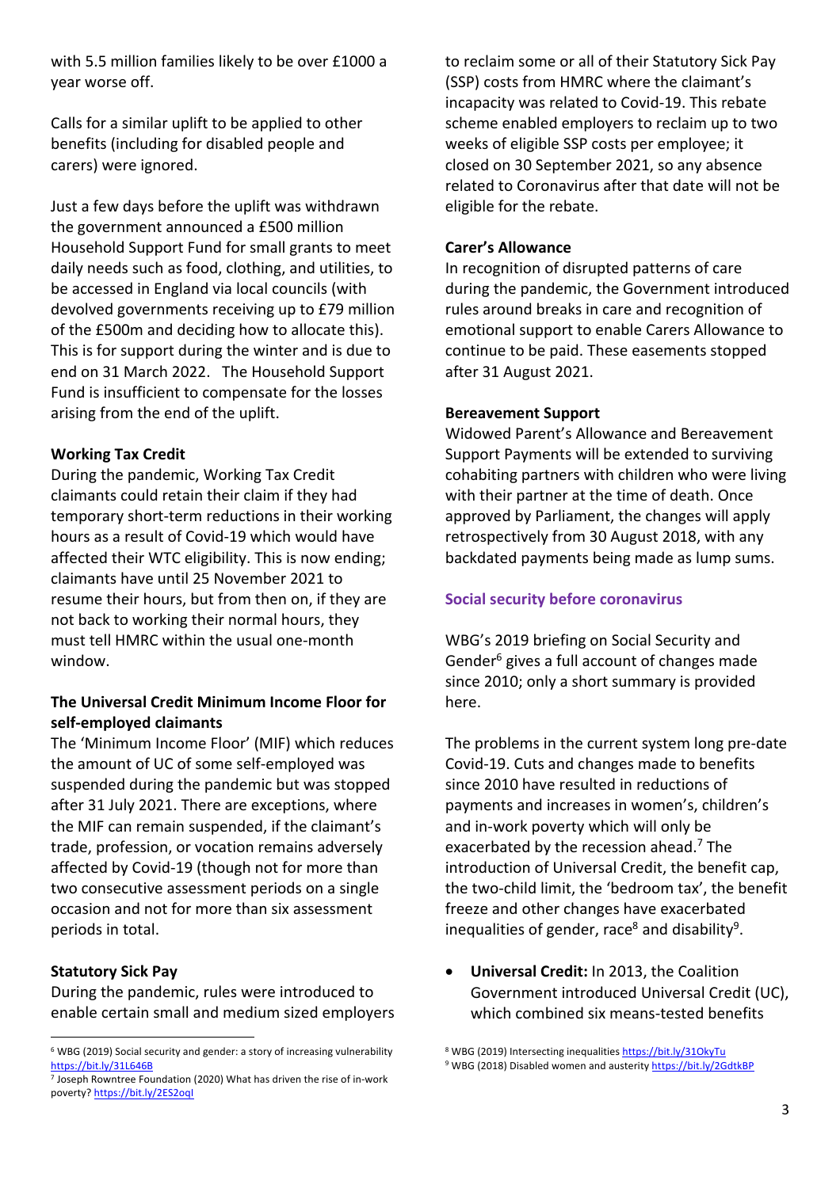with 5.5 million families likely to be over £1000 a year worse off.

Calls for a similar uplift to be applied to other benefits (including for disabled people and carers) were ignored.

Just a few days before the uplift was withdrawn the government announced a £500 million Household Support Fund for small grants to meet daily needs such as food, clothing, and utilities, to be accessed in England via local councils (with devolved governments receiving up to £79 million of the £500m and deciding how to allocate this). This is for support during the winter and is due to end on 31 March 2022. The Household Support Fund is insufficient to compensate for the losses arising from the end of the uplift.

**Working Tax Credit**

During the pandemic, Working Tax Credit claimants could retain their claim if they had temporary short-term reductions in their working hours as a result of Covid-19 which would have affected their WTC eligibility. This is now ending; claimants have until 25 November 2021 to resume their hours, but from then on, if they are not back to working their normal hours, they must tell HMRC within the usual one-month window.

**The Universal Credit Minimum Income Floor for self-employed claimants**

The 'Minimum Income Floor' (MIF) which reduces the amount of UC of some self-employed was suspended during the pandemic but was stopped after 31 July 2021. There are exceptions, where the MIF can remain suspended, if the claimant's trade, profession, or vocation remains adversely affected by Covid-19 (though not for more than two consecutive assessment periods on a single occasion and not for more than six assessment periods in total.

**Statutory Sick Pay**

During the pandemic, rules were introduced to enable certain small and medium sized employers to reclaim some or all of their Statutory Sick Pay (SSP) costs from HMRC where the claimant's incapacity was related to Covid-19. This rebate scheme enabled employers to reclaim up to two weeks of eligible SSP costs per employee; it closed on 30 September 2021, so any absence related to Coronavirus after that date will not be eligible for the rebate.

**Carer's Allowance**

In recognition of disrupted patterns of care during the pandemic, the Government introduced rules around breaks in care and recognition of emotional support to enable Carers Allowance to continue to be paid. These easements stopped after 31 August 2021.

**Bereavement Support**

Widowed Parent's Allowance and Bereavement Support Payments will be extended to surviving cohabiting partners with children who were living with their partner at the time of death. Once approved by Parliament, the changes will apply retrospectively from 30 August 2018, with any backdated payments being made as lump sums.

## Social security before coronavirus

WBG's 2019 briefing on Social Security and Gender[6] gives a full account of changes made since 2010; only a short summary is provided here.

The problems in the current system long pre-date Covid-19. Cuts and changes made to benefits since 2010 have resulted in reductions of payments and increases in women's, children's and in-work poverty which will only be exacerbated by the recession ahead.[7] The introduction of Universal Credit, the benefit cap, the two-child limit, the 'bedroom tax', the benefit freeze and other changes have exacerbated inequalities of gender, race[8] and disability[9].

- **Universal Credit:** In 2013, the Coalition Government introduced Universal Credit (UC), which combined six means-tested benefits

---

[6] WBG (2019) Social security and gender: a story of increasing vulnerability https://bit.ly/31L646B

[7] Joseph Rowntree Foundation (2020) What has driven the rise of in-work poverty? https://bit.ly/2ES2oqI

[8] WBG (2019) Intersecting inequalities https://bit.ly/31OkyTu

[9] WBG (2018) Disabled women and austerity https://bit.ly/2GdtkBP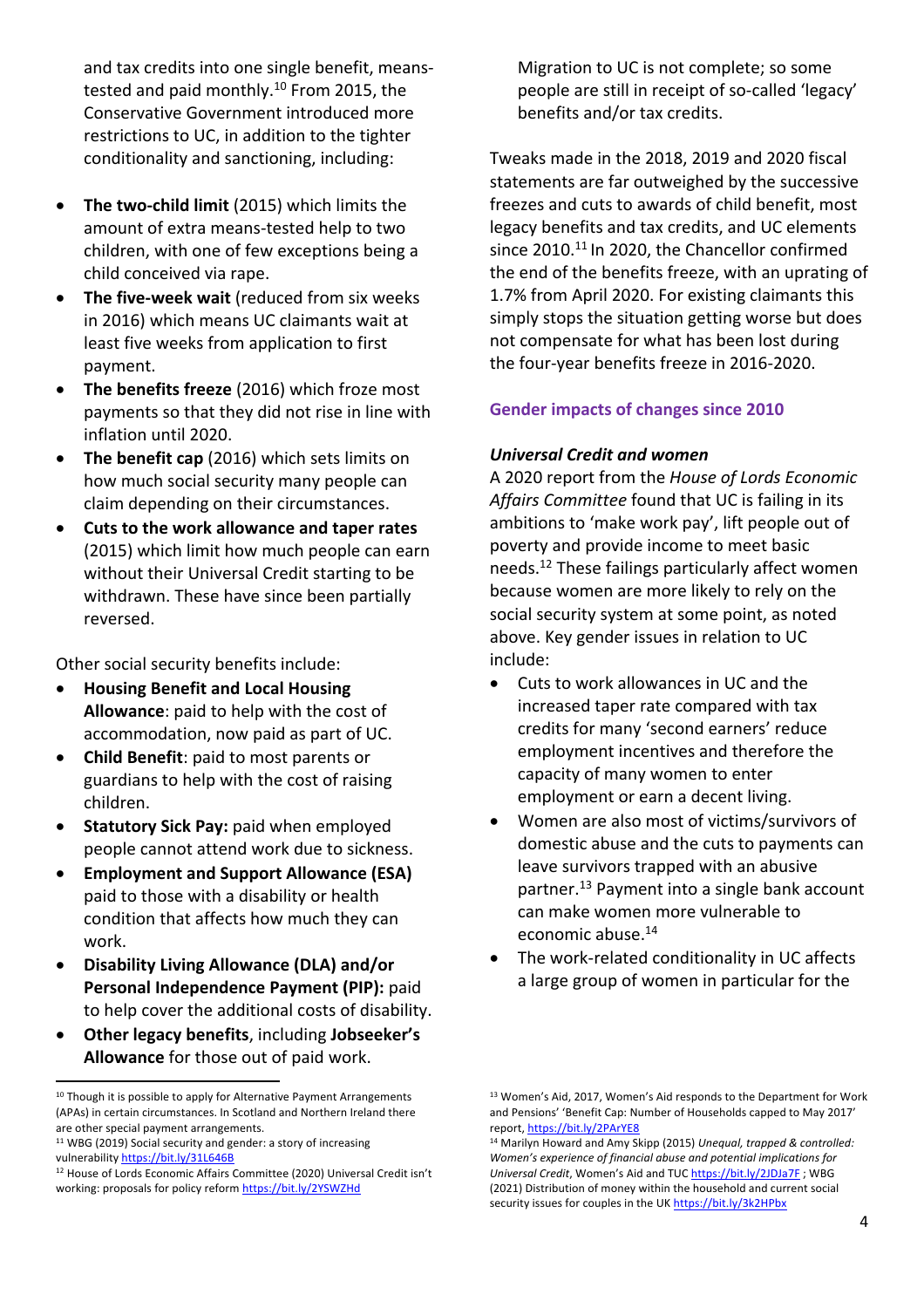and tax credits into one single benefit, means-tested and paid monthly.[10] From 2015, the Conservative Government introduced more restrictions to UC, in addition to the tighter conditionality and sanctioning, including:

- **The two-child limit** (2015) which limits the amount of extra means-tested help to two children, with one of few exceptions being a child conceived via rape.
- **The five-week wait** (reduced from six weeks in 2016) which means UC claimants wait at least five weeks from application to first payment.
- **The benefits freeze** (2016) which froze most payments so that they did not rise in line with inflation until 2020.
- **The benefit cap** (2016) which sets limits on how much social security many people can claim depending on their circumstances.
- **Cuts to the work allowance and taper rates** (2015) which limit how much people can earn without their Universal Credit starting to be withdrawn. These have since been partially reversed.

Other social security benefits include:

- **Housing Benefit and Local Housing Allowance**: paid to help with the cost of accommodation, now paid as part of UC.
- **Child Benefit**: paid to most parents or guardians to help with the cost of raising children.
- **Statutory Sick Pay:** paid when employed people cannot attend work due to sickness.
- **Employment and Support Allowance (ESA)** paid to those with a disability or health condition that affects how much they can work.
- **Disability Living Allowance (DLA) and/or Personal Independence Payment (PIP):** paid to help cover the additional costs of disability.
- **Other legacy benefits**, including **Jobseeker's Allowance** for those out of paid work.

Migration to UC is not complete; so some people are still in receipt of so-called 'legacy' benefits and/or tax credits.

Tweaks made in the 2018, 2019 and 2020 fiscal statements are far outweighed by the successive freezes and cuts to awards of child benefit, most legacy benefits and tax credits, and UC elements since 2010.[11] In 2020, the Chancellor confirmed the end of the benefits freeze, with an uprating of 1.7% from April 2020. For existing claimants this simply stops the situation getting worse but does not compensate for what has been lost during the four-year benefits freeze in 2016-2020.

## Gender impacts of changes since 2010

### *Universal Credit and women*

A 2020 report from the *House of Lords Economic Affairs Committee* found that UC is failing in its ambitions to 'make work pay', lift people out of poverty and provide income to meet basic needs.[12] These failings particularly affect women because women are more likely to rely on the social security system at some point, as noted above. Key gender issues in relation to UC include:

- Cuts to work allowances in UC and the increased taper rate compared with tax credits for many 'second earners' reduce employment incentives and therefore the capacity of many women to enter employment or earn a decent living.
- Women are also most of victims/survivors of domestic abuse and the cuts to payments can leave survivors trapped with an abusive partner.[13] Payment into a single bank account can make women more vulnerable to economic abuse.[14]
- The work-related conditionality in UC affects a large group of women in particular for the

---

[10] Though it is possible to apply for Alternative Payment Arrangements (APAs) in certain circumstances. In Scotland and Northern Ireland there are other special payment arrangements.

[11] WBG (2019) Social security and gender: a story of increasing vulnerability https://bit.ly/31L646B

[12] House of Lords Economic Affairs Committee (2020) Universal Credit isn't working: proposals for policy reform https://bit.ly/2YSWZHd

[13] Women's Aid, 2017, Women's Aid responds to the Department for Work and Pensions' 'Benefit Cap: Number of Households capped to May 2017' report, https://bit.ly/2PArYE8

[14] Marilyn Howard and Amy Skipp (2015) *Unequal, trapped & controlled: Women's experience of financial abuse and potential implications for Universal Credit*, Women's Aid and TUC https://bit.ly/2JDJa7F ; WBG (2021) Distribution of money within the household and current social security issues for couples in the UK https://bit.ly/3k2HPbx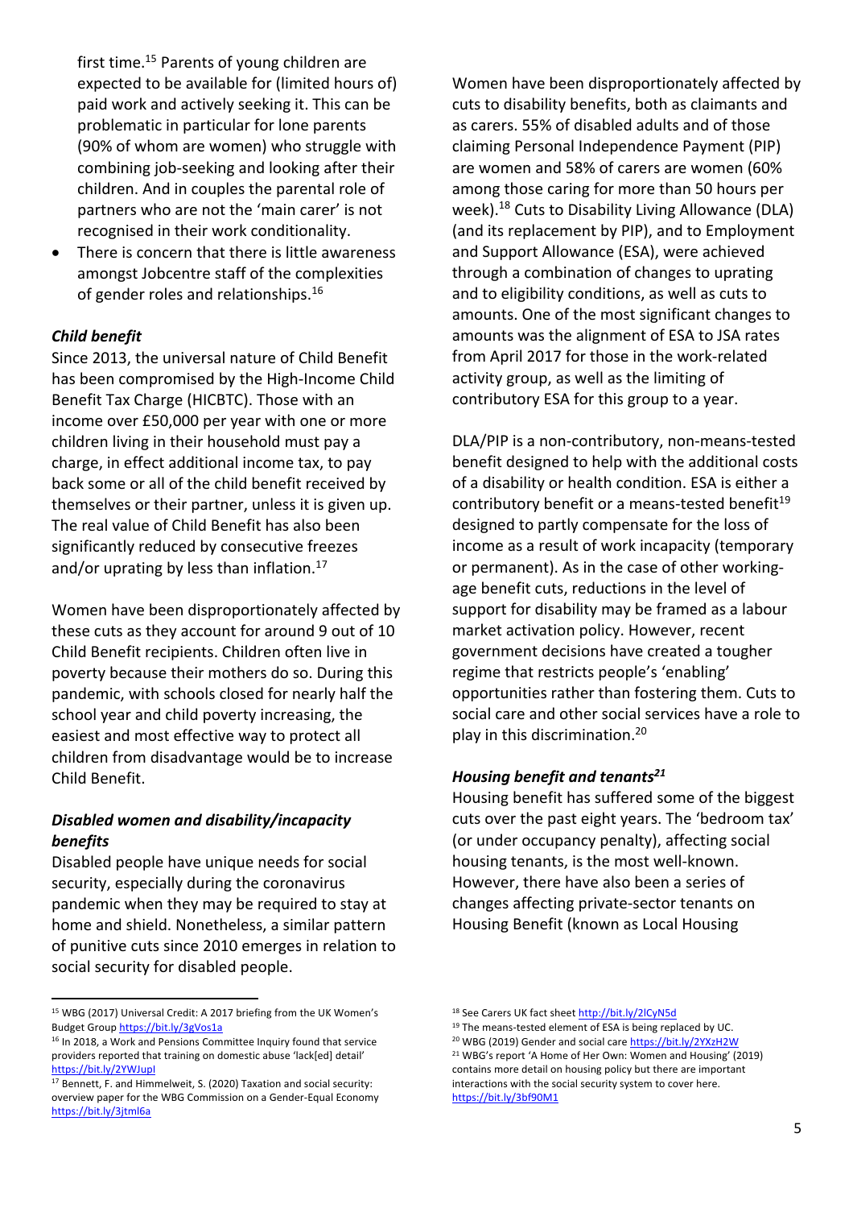first time.[15] Parents of young children are expected to be available for (limited hours of) paid work and actively seeking it. This can be problematic in particular for lone parents (90% of whom are women) who struggle with combining job-seeking and looking after their children. And in couples the parental role of partners who are not the 'main carer' is not recognised in their work conditionality.

- There is concern that there is little awareness amongst Jobcentre staff of the complexities of gender roles and relationships.[16]

### *Child benefit*

Since 2013, the universal nature of Child Benefit has been compromised by the High-Income Child Benefit Tax Charge (HICBTC). Those with an income over £50,000 per year with one or more children living in their household must pay a charge, in effect additional income tax, to pay back some or all of the child benefit received by themselves or their partner, unless it is given up. The real value of Child Benefit has also been significantly reduced by consecutive freezes and/or uprating by less than inflation.[17]

Women have been disproportionately affected by these cuts as they account for around 9 out of 10 Child Benefit recipients. Children often live in poverty because their mothers do so. During this pandemic, with schools closed for nearly half the school year and child poverty increasing, the easiest and most effective way to protect all children from disadvantage would be to increase Child Benefit.

### *Disabled women and disability/incapacity benefits*

Disabled people have unique needs for social security, especially during the coronavirus pandemic when they may be required to stay at home and shield. Nonetheless, a similar pattern of punitive cuts since 2010 emerges in relation to social security for disabled people.

Women have been disproportionately affected by cuts to disability benefits, both as claimants and as carers. 55% of disabled adults and of those claiming Personal Independence Payment (PIP) are women and 58% of carers are women (60% among those caring for more than 50 hours per week).[18] Cuts to Disability Living Allowance (DLA) (and its replacement by PIP), and to Employment and Support Allowance (ESA), were achieved through a combination of changes to uprating and to eligibility conditions, as well as cuts to amounts. One of the most significant changes to amounts was the alignment of ESA to JSA rates from April 2017 for those in the work-related activity group, as well as the limiting of contributory ESA for this group to a year.

DLA/PIP is a non-contributory, non-means-tested benefit designed to help with the additional costs of a disability or health condition. ESA is either a contributory benefit or a means-tested benefit[19] designed to partly compensate for the loss of income as a result of work incapacity (temporary or permanent). As in the case of other working-age benefit cuts, reductions in the level of support for disability may be framed as a labour market activation policy. However, recent government decisions have created a tougher regime that restricts people's 'enabling' opportunities rather than fostering them. Cuts to social care and other social services have a role to play in this discrimination.[20]

### *Housing benefit and tenants*[21]

Housing benefit has suffered some of the biggest cuts over the past eight years. The 'bedroom tax' (or under occupancy penalty), affecting social housing tenants, is the most well-known. However, there have also been a series of changes affecting private-sector tenants on Housing Benefit (known as Local Housing

---

[15] WBG (2017) Universal Credit: A 2017 briefing from the UK Women's Budget Group https://bit.ly/3gVos1a

[16] In 2018, a Work and Pensions Committee Inquiry found that service providers reported that training on domestic abuse 'lack[ed] detail' https://bit.ly/2YWJupI

[17] Bennett, F. and Himmelweit, S. (2020) Taxation and social security: overview paper for the WBG Commission on a Gender-Equal Economy https://bit.ly/3jtml6a

[18] See Carers UK fact sheet http://bit.ly/2lCyN5d

[19] The means-tested element of ESA is being replaced by UC.

[20] WBG (2019) Gender and social care https://bit.ly/2YXzH2W

[21] WBG's report 'A Home of Her Own: Women and Housing' (2019) contains more detail on housing policy but there are important interactions with the social security system to cover here. https://bit.ly/3bf90M1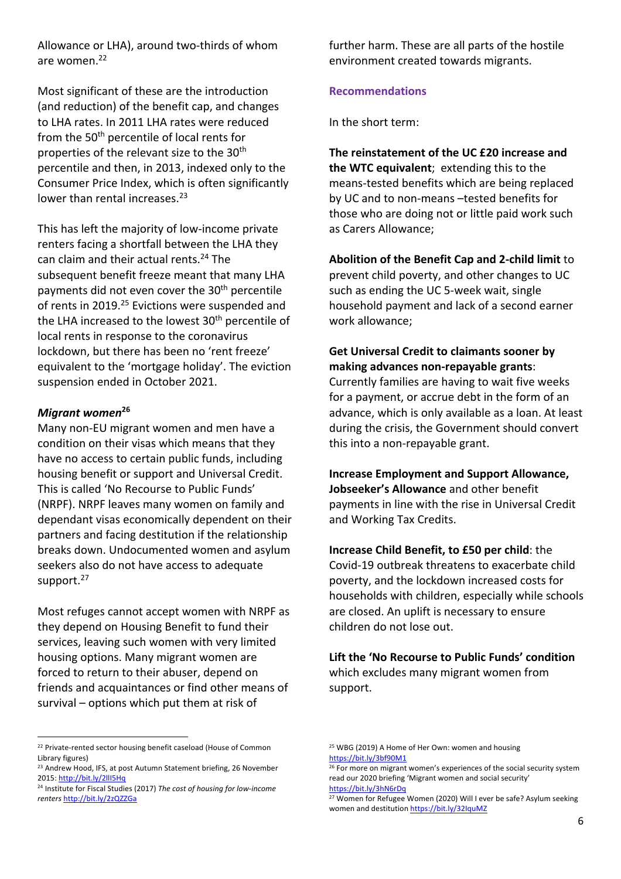Allowance or LHA), around two-thirds of whom are women.[22]

Most significant of these are the introduction (and reduction) of the benefit cap, and changes to LHA rates. In 2011 LHA rates were reduced from the 50th percentile of local rents for properties of the relevant size to the 30th percentile and then, in 2013, indexed only to the Consumer Price Index, which is often significantly lower than rental increases.[23]

This has left the majority of low-income private renters facing a shortfall between the LHA they can claim and their actual rents.[24] The subsequent benefit freeze meant that many LHA payments did not even cover the 30th percentile of rents in 2019.[25] Evictions were suspended and the LHA increased to the lowest 30th percentile of local rents in response to the coronavirus lockdown, but there has been no 'rent freeze' equivalent to the 'mortgage holiday'. The eviction suspension ended in October 2021.

### *Migrant women*[26]

Many non-EU migrant women and men have a condition on their visas which means that they have no access to certain public funds, including housing benefit or support and Universal Credit. This is called 'No Recourse to Public Funds' (NRPF). NRPF leaves many women on family and dependant visas economically dependent on their partners and facing destitution if the relationship breaks down. Undocumented women and asylum seekers also do not have access to adequate support.[27]

Most refuges cannot accept women with NRPF as they depend on Housing Benefit to fund their services, leaving such women with very limited housing options. Many migrant women are forced to return to their abuser, depend on friends and acquaintances or find other means of survival – options which put them at risk of further harm. These are all parts of the hostile environment created towards migrants.

### Recommendations

In the short term:

**The reinstatement of the UC £20 increase and the WTC equivalent**; extending this to the means-tested benefits which are being replaced by UC and to non-means –tested benefits for those who are doing not or little paid work such as Carers Allowance;

**Abolition of the Benefit Cap and 2-child limit** to prevent child poverty, and other changes to UC such as ending the UC 5-week wait, single household payment and lack of a second earner work allowance;

**Get Universal Credit to claimants sooner by making advances non-repayable grants**: Currently families are having to wait five weeks for a payment, or accrue debt in the form of an advance, which is only available as a loan. At least during the crisis, the Government should convert this into a non-repayable grant.

**Increase Employment and Support Allowance, Jobseeker's Allowance** and other benefit payments in line with the rise in Universal Credit and Working Tax Credits.

**Increase Child Benefit, to £50 per child**: the Covid-19 outbreak threatens to exacerbate child poverty, and the lockdown increased costs for households with children, especially while schools are closed. An uplift is necessary to ensure children do not lose out.

**Lift the 'No Recourse to Public Funds' condition** which excludes many migrant women from support.

---

[22] Private-rented sector housing benefit caseload (House of Common Library figures)

[23] Andrew Hood, IFS, at post Autumn Statement briefing, 26 November 2015: http://bit.ly/2llI5Hq

[24] Institute for Fiscal Studies (2017) *The cost of housing for low-income renters* http://bit.ly/2zQZZGa

[25] WBG (2019) A Home of Her Own: women and housing https://bit.ly/3bf90M1

[26] For more on migrant women's experiences of the social security system read our 2020 briefing 'Migrant women and social security' https://bit.ly/3hN6rDq

[27] Women for Refugee Women (2020) Will I ever be safe? Asylum seeking women and destitution https://bit.ly/32IquMZ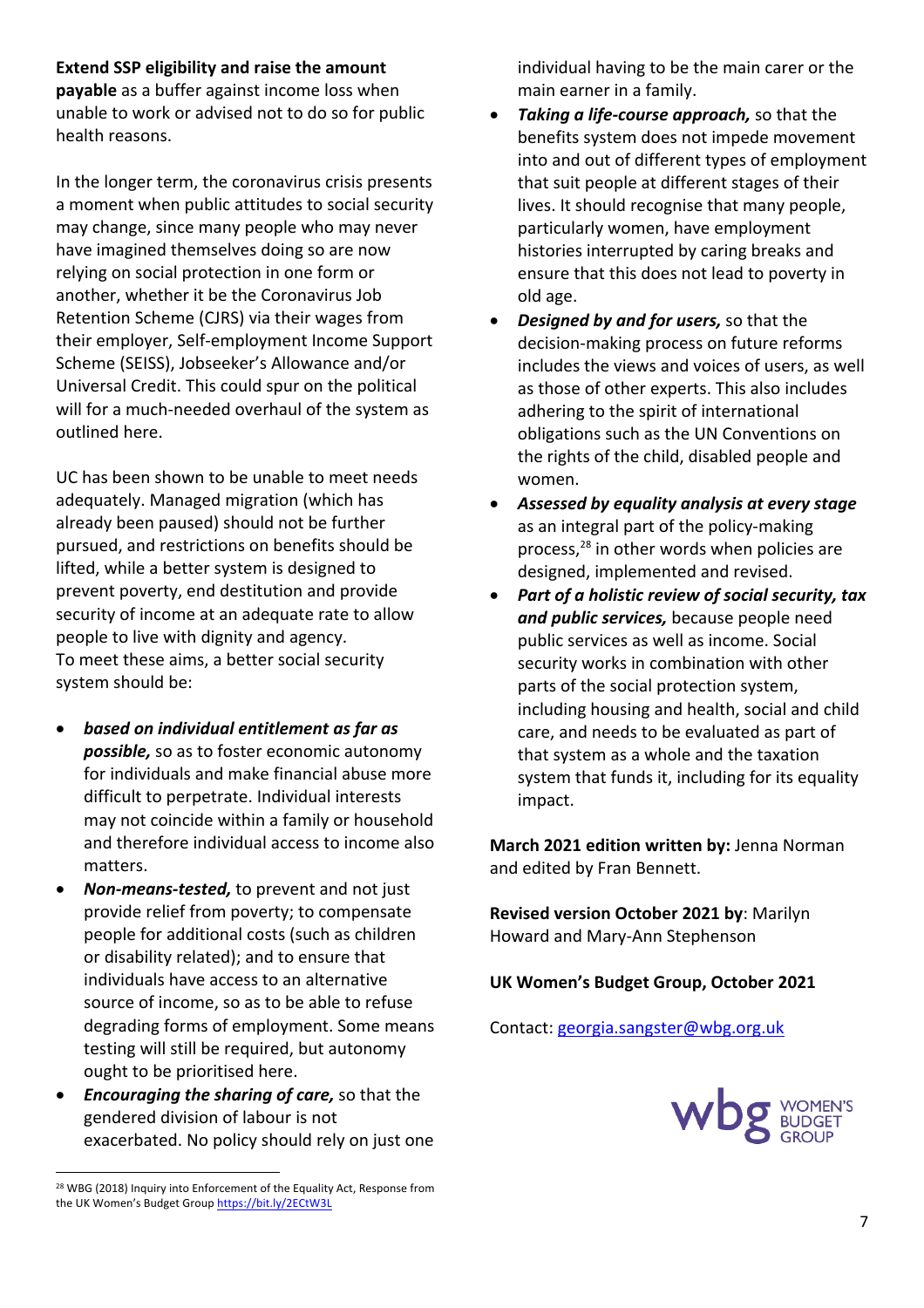**Extend SSP eligibility and raise the amount payable** as a buffer against income loss when unable to work or advised not to do so for public health reasons.

In the longer term, the coronavirus crisis presents a moment when public attitudes to social security may change, since many people who may never have imagined themselves doing so are now relying on social protection in one form or another, whether it be the Coronavirus Job Retention Scheme (CJRS) via their wages from their employer, Self-employment Income Support Scheme (SEISS), Jobseeker's Allowance and/or Universal Credit. This could spur on the political will for a much-needed overhaul of the system as outlined here.

UC has been shown to be unable to meet needs adequately. Managed migration (which has already been paused) should not be further pursued, and restrictions on benefits should be lifted, while a better system is designed to prevent poverty, end destitution and provide security of income at an adequate rate to allow people to live with dignity and agency.
To meet these aims, a better social security system should be:

- ***based on individual entitlement as far as possible,*** so as to foster economic autonomy for individuals and make financial abuse more difficult to perpetrate. Individual interests may not coincide within a family or household and therefore individual access to income also matters.
- ***Non-means-tested,*** to prevent and not just provide relief from poverty; to compensate people for additional costs (such as children or disability related); and to ensure that individuals have access to an alternative source of income, so as to be able to refuse degrading forms of employment. Some means testing will still be required, but autonomy ought to be prioritised here.
- ***Encouraging the sharing of care,*** so that the gendered division of labour is not exacerbated. No policy should rely on just one individual having to be the main carer or the main earner in a family.
- ***Taking a life-course approach,*** so that the benefits system does not impede movement into and out of different types of employment that suit people at different stages of their lives. It should recognise that many people, particularly women, have employment histories interrupted by caring breaks and ensure that this does not lead to poverty in old age.
- ***Designed by and for users,*** so that the decision-making process on future reforms includes the views and voices of users, as well as those of other experts. This also includes adhering to the spirit of international obligations such as the UN Conventions on the rights of the child, disabled people and women.
- ***Assessed by equality analysis at every stage*** as an integral part of the policy-making process,[28] in other words when policies are designed, implemented and revised.
- ***Part of a holistic review of social security, tax and public services,*** because people need public services as well as income. Social security works in combination with other parts of the social protection system, including housing and health, social and child care, and needs to be evaluated as part of that system as a whole and the taxation system that funds it, including for its equality impact.

**March 2021 edition written by:** Jenna Norman and edited by Fran Bennett.

**Revised version October 2021 by**: Marilyn Howard and Mary-Ann Stephenson

**UK Women's Budget Group, October 2021**

Contact: georgia.sangster@wbg.org.uk

wbg WOMEN'S BUDGET GROUP

[28] WBG (2018) Inquiry into Enforcement of the Equality Act, Response from the UK Women's Budget Group https://bit.ly/2ECtW3L